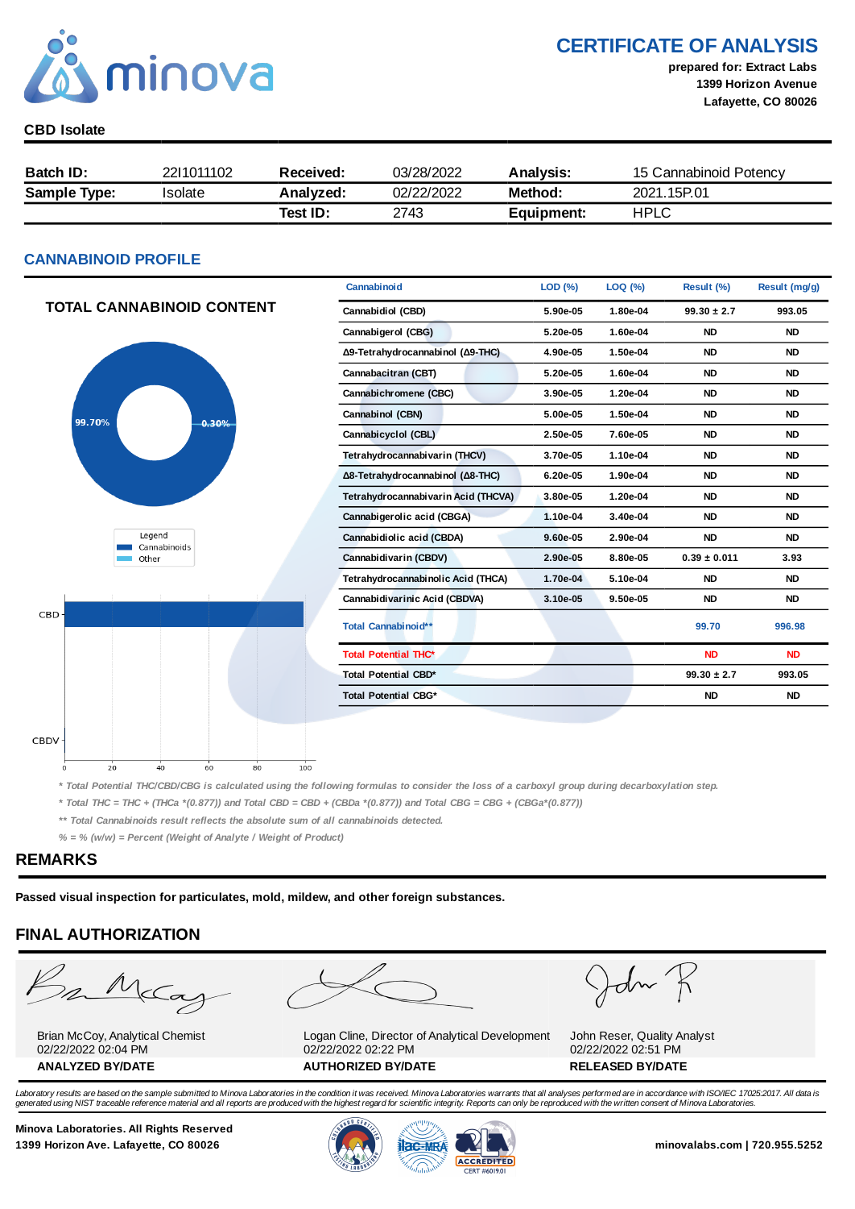# CERTIFICATE OF ANALYSIS

**prepared for: Extract Labs**
**1399 Horizon Avenue**
**Lafayette, CO 80026**

**CBD Isolate**

| **Batch ID:** | 2211011102 | **Received:** | 03/28/2022 | **Analysis:** | 15 Cannabinoid Potency |
|---|---|---|---|---|---|
| **Sample Type:** | Isolate | **Analyzed:** | 02/22/2022 | **Method:** | 2021.15P.01 |
| | | **Test ID:** | 2743 | **Equipment:** | HPLC |

## CANNABINOID PROFILE

### TOTAL CANNABINOID CONTENT

99.70% / 0.30%

Legend: Cannabinoids, Other

| Cannabinoid | LOD (%) | LOQ (%) | Result (%) | Result (mg/g) |
|---|---|---|---|---|
| Cannabidiol (CBD) | 5.90e-05 | 1.80e-04 | 99.30 ± 2.7 | 993.05 |
| Cannabigerol (CBG) | 5.20e-05 | 1.60e-04 | ND | ND |
| Δ9-Tetrahydrocannabinol (Δ9-THC) | 4.90e-05 | 1.50e-04 | ND | ND |
| Cannabacitran (CBT) | 5.20e-05 | 1.60e-04 | ND | ND |
| Cannabichromene (CBC) | 3.90e-05 | 1.20e-04 | ND | ND |
| Cannabinol (CBN) | 5.00e-05 | 1.50e-04 | ND | ND |
| Cannabicyclol (CBL) | 2.50e-05 | 7.60e-05 | ND | ND |
| Tetrahydrocannabivarin (THCV) | 3.70e-05 | 1.10e-04 | ND | ND |
| Δ8-Tetrahydrocannabinol (Δ8-THC) | 6.20e-05 | 1.90e-04 | ND | ND |
| Tetrahydrocannabivarin Acid (THCVA) | 3.80e-05 | 1.20e-04 | ND | ND |
| Cannabigerolic acid (CBGA) | 1.10e-04 | 3.40e-04 | ND | ND |
| Cannabidiolic acid (CBDA) | 9.60e-05 | 2.90e-04 | ND | ND |
| Cannabidivarin (CBDV) | 2.90e-05 | 8.80e-05 | 0.39 ± 0.011 | 3.93 |
| Tetrahydrocannabinolic Acid (THCA) | 1.70e-04 | 5.10e-04 | ND | ND |
| Cannabidivarinic Acid (CBDVA) | 3.10e-05 | 9.50e-05 | ND | ND |
| Total Cannabinoid** | | | 99.70 | 996.98 |
| Total Potential THC* | | | ND | ND |
| Total Potential CBD* | | | 99.30 ± 2.7 | 993.05 |
| Total Potential CBG* | | | ND | ND |

*\* Total Potential THC/CBD/CBG is calculated using the following formulas to consider the loss of a carboxyl group during decarboxylation step.*

*\* Total THC = THC + (THCa \*(0.877)) and Total CBD = CBD + (CBDa \*(0.877)) and Total CBG = CBG + (CBGa\*(0.877))*

*\*\* Total Cannabinoids result reflects the absolute sum of all cannabinoids detected.*

*% = % (w/w) = Percent (Weight of Analyte / Weight of Product)*

## REMARKS

**Passed visual inspection for particulates, mold, mildew, and other foreign substances.**

## FINAL AUTHORIZATION

| Brian McCoy, Analytical Chemist<br>02/22/2022 02:04 PM | Logan Cline, Director of Analytical Development<br>02/22/2022 02:22 PM | John Reser, Quality Analyst<br>02/22/2022 02:51 PM |
|---|---|---|
| **ANALYZED BY/DATE** | **AUTHORIZED BY/DATE** | **RELEASED BY/DATE** |

*Laboratory results are based on the sample submitted to Minova Laboratories in the condition it was received. Minova Laboratories warrants that all analyses performed are in accordance with ISO/IEC 17025:2017. All data is generated using NIST traceable reference material and all reports are produced with the highest regard for scientific integrity. Reports can only be reproduced with the written consent of Minova Laboratories.*

**Minova Laboratories. All Rights Reserved**
**1399 Horizon Ave. Lafayette, CO 80026**

ACCREDITED CERT #6019.01

**minovalabs.com | 720.955.5252**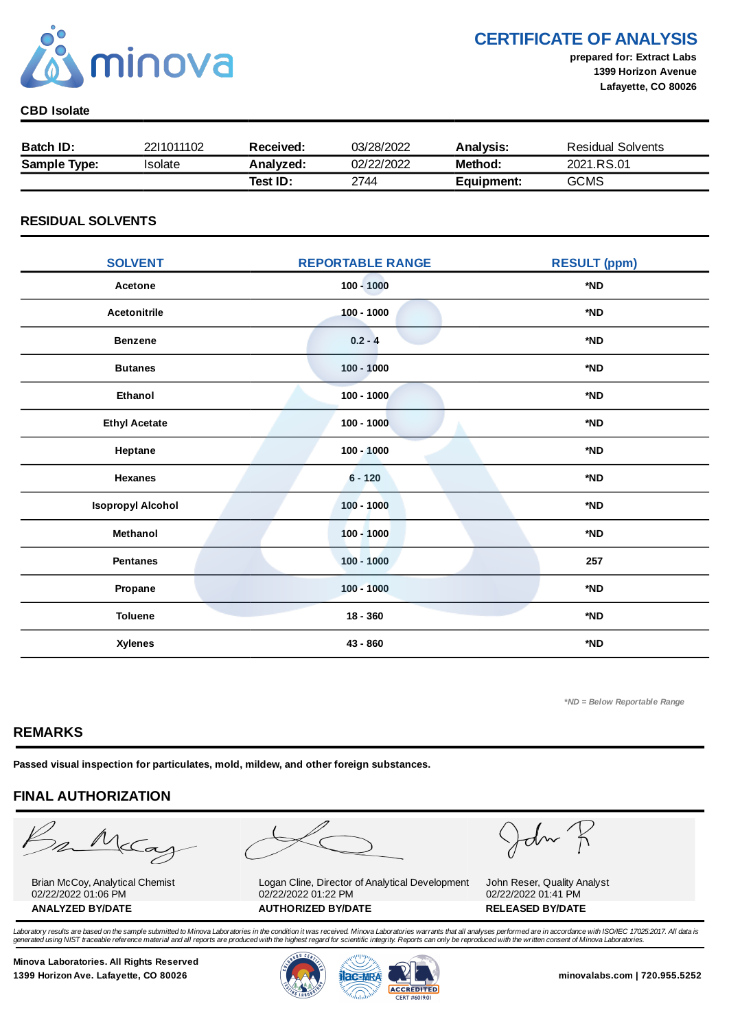# CERTIFICATE OF ANALYSIS

**prepared for: Extract Labs**
**1399 Horizon Avenue**
**Lafayette, CO 80026**

**CBD Isolate**

| | | | | | |
|---|---|---|---|---|---|
| **Batch ID:** | 2211011102 | **Received:** | 03/28/2022 | **Analysis:** | Residual Solvents |
| **Sample Type:** | Isolate | **Analyzed:** | 02/22/2022 | **Method:** | 2021.RS.01 |
| | | **Test ID:** | 2744 | **Equipment:** | GCMS |

## RESIDUAL SOLVENTS

| SOLVENT | REPORTABLE RANGE | RESULT (ppm) |
|---|---|---|
| Acetone | 100 - 1000 | *ND |
| Acetonitrile | 100 - 1000 | *ND |
| Benzene | 0.2 - 4 | *ND |
| Butanes | 100 - 1000 | *ND |
| Ethanol | 100 - 1000 | *ND |
| Ethyl Acetate | 100 - 1000 | *ND |
| Heptane | 100 - 1000 | *ND |
| Hexanes | 6 - 120 | *ND |
| Isopropyl Alcohol | 100 - 1000 | *ND |
| Methanol | 100 - 1000 | *ND |
| Pentanes | 100 - 1000 | 257 |
| Propane | 100 - 1000 | *ND |
| Toluene | 18 - 360 | *ND |
| Xylenes | 43 - 860 | *ND |

*\*ND = Below Reportable Range*

## REMARKS

**Passed visual inspection for particulates, mold, mildew, and other foreign substances.**

## FINAL AUTHORIZATION

| | | |
|---|---|---|
| Brian McCoy, Analytical Chemist<br>02/22/2022 01:06 PM | Logan Cline, Director of Analytical Development<br>02/22/2022 01:22 PM | John Reser, Quality Analyst<br>02/22/2022 01:41 PM |
| **ANALYZED BY/DATE** | **AUTHORIZED BY/DATE** | **RELEASED BY/DATE** |

*Laboratory results are based on the sample submitted to Minova Laboratories in the condition it was received. Minova Laboratories warrants that all analyses performed are in accordance with ISO/IEC 17025:2017. All data is generated using NIST traceable reference material and all reports are produced with the highest regard for scientific integrity. Reports can only be reproduced with the written consent of Minova Laboratories.*

**Minova Laboratories. All Rights Reserved**
**1399 Horizon Ave. Lafayette, CO 80026**

ACCREDITED CERT #6019.01

**minovalabs.com | 720.955.5252**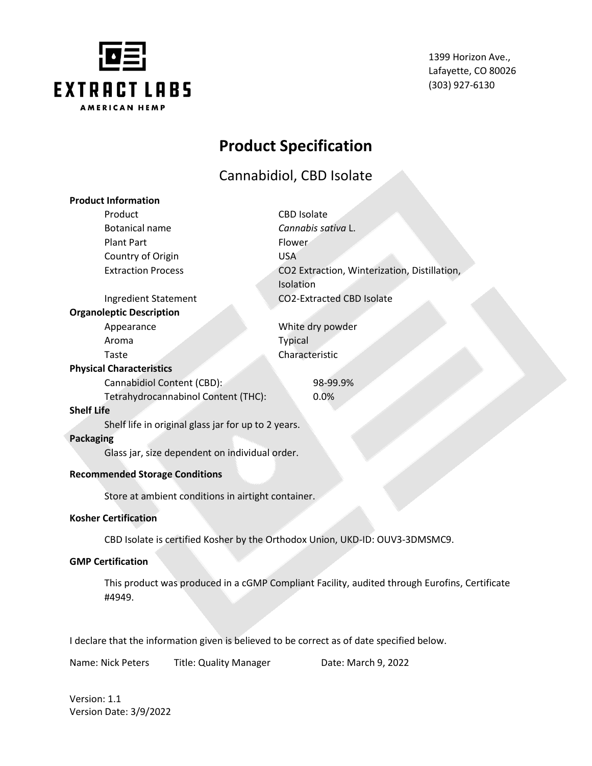EXTRACT LABS

AMERICAN HEMP

1399 Horizon Ave.,
Lafayette, CO 80026
(303) 927-6130

# Product Specification

## Cannabidiol, CBD Isolate

**Product Information**

| | |
|---|---|
| Product | CBD Isolate |
| Botanical name | *Cannabis sativa* L. |
| Plant Part | Flower |
| Country of Origin | USA |
| Extraction Process | CO2 Extraction, Winterization, Distillation, Isolation |
| Ingredient Statement | CO2-Extracted CBD Isolate |

**Organoleptic Description**

| | |
|---|---|
| Appearance | White dry powder |
| Aroma | Typical |
| Taste | Characteristic |

**Physical Characteristics**

| | |
|---|---|
| Cannabidiol Content (CBD): | 98-99.9% |
| Tetrahydrocannabinol Content (THC): | 0.0% |

**Shelf Life**

Shelf life in original glass jar for up to 2 years.

**Packaging**

Glass jar, size dependent on individual order.

**Recommended Storage Conditions**

Store at ambient conditions in airtight container.

**Kosher Certification**

CBD Isolate is certified Kosher by the Orthodox Union, UKD-ID: OUV3-3DMSMC9.

**GMP Certification**

This product was produced in a cGMP Compliant Facility, audited through Eurofins, Certificate #4949.

I declare that the information given is believed to be correct as of date specified below.

Name: Nick Peters Title: Quality Manager Date: March 9, 2022

Version: 1.1
Version Date: 3/9/2022